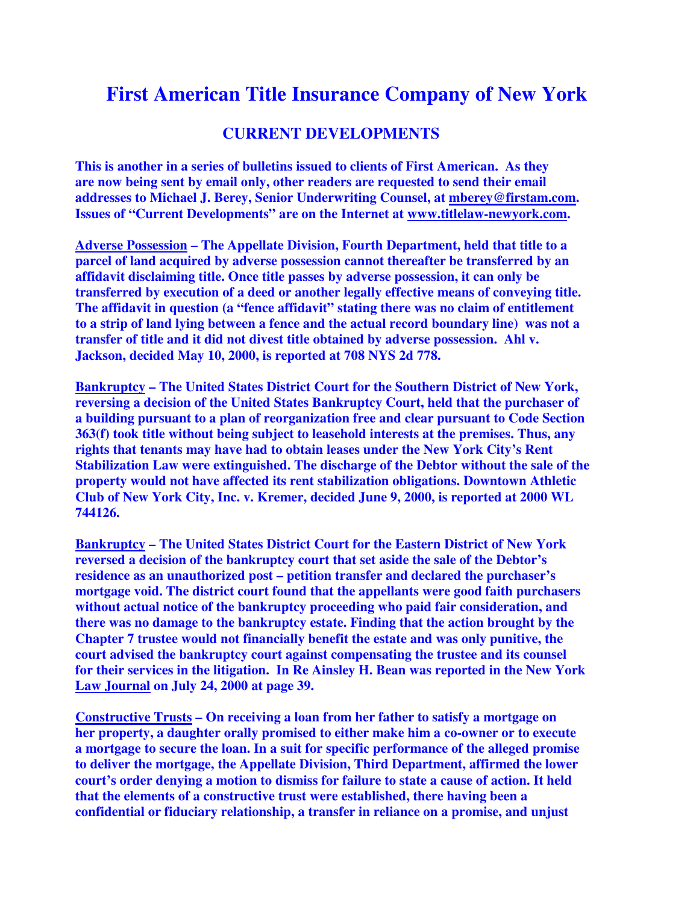# First American Title Insurance Company of New York

## CURRENT DEVELOPMENTS

**This is another in a series of bulletins issued to clients of First American. As they are now being sent by email only, other readers are requested to send their email addresses to Michael J. Berey, Senior Underwriting Counsel, at mberey@firstam.com. Issues of "Current Developments" are on the Internet at www.titlelaw-newyork.com.**

**Adverse Possession – The Appellate Division, Fourth Department, held that title to a parcel of land acquired by adverse possession cannot thereafter be transferred by an affidavit disclaiming title. Once title passes by adverse possession, it can only be transferred by execution of a deed or another legally effective means of conveying title. The affidavit in question (a "fence affidavit" stating there was no claim of entitlement to a strip of land lying between a fence and the actual record boundary line) was not a transfer of title and it did not divest title obtained by adverse possession. Ahl v. Jackson, decided May 10, 2000, is reported at 708 NYS 2d 778.**

**Bankruptcy – The United States District Court for the Southern District of New York, reversing a decision of the United States Bankruptcy Court, held that the purchaser of a building pursuant to a plan of reorganization free and clear pursuant to Code Section 363(f) took title without being subject to leasehold interests at the premises. Thus, any rights that tenants may have had to obtain leases under the New York City's Rent Stabilization Law were extinguished. The discharge of the Debtor without the sale of the property would not have affected its rent stabilization obligations. Downtown Athletic Club of New York City, Inc. v. Kremer, decided June 9, 2000, is reported at 2000 WL 744126.**

**Bankruptcy – The United States District Court for the Eastern District of New York reversed a decision of the bankruptcy court that set aside the sale of the Debtor's residence as an unauthorized post – petition transfer and declared the purchaser's mortgage void. The district court found that the appellants were good faith purchasers without actual notice of the bankruptcy proceeding who paid fair consideration, and there was no damage to the bankruptcy estate. Finding that the action brought by the Chapter 7 trustee would not financially benefit the estate and was only punitive, the court advised the bankruptcy court against compensating the trustee and its counsel for their services in the litigation. In Re Ainsley H. Bean was reported in the New York Law Journal on July 24, 2000 at page 39.**

**Constructive Trusts – On receiving a loan from her father to satisfy a mortgage on her property, a daughter orally promised to either make him a co-owner or to execute a mortgage to secure the loan. In a suit for specific performance of the alleged promise to deliver the mortgage, the Appellate Division, Third Department, affirmed the lower court's order denying a motion to dismiss for failure to state a cause of action. It held that the elements of a constructive trust were established, there having been a confidential or fiduciary relationship, a transfer in reliance on a promise, and unjust**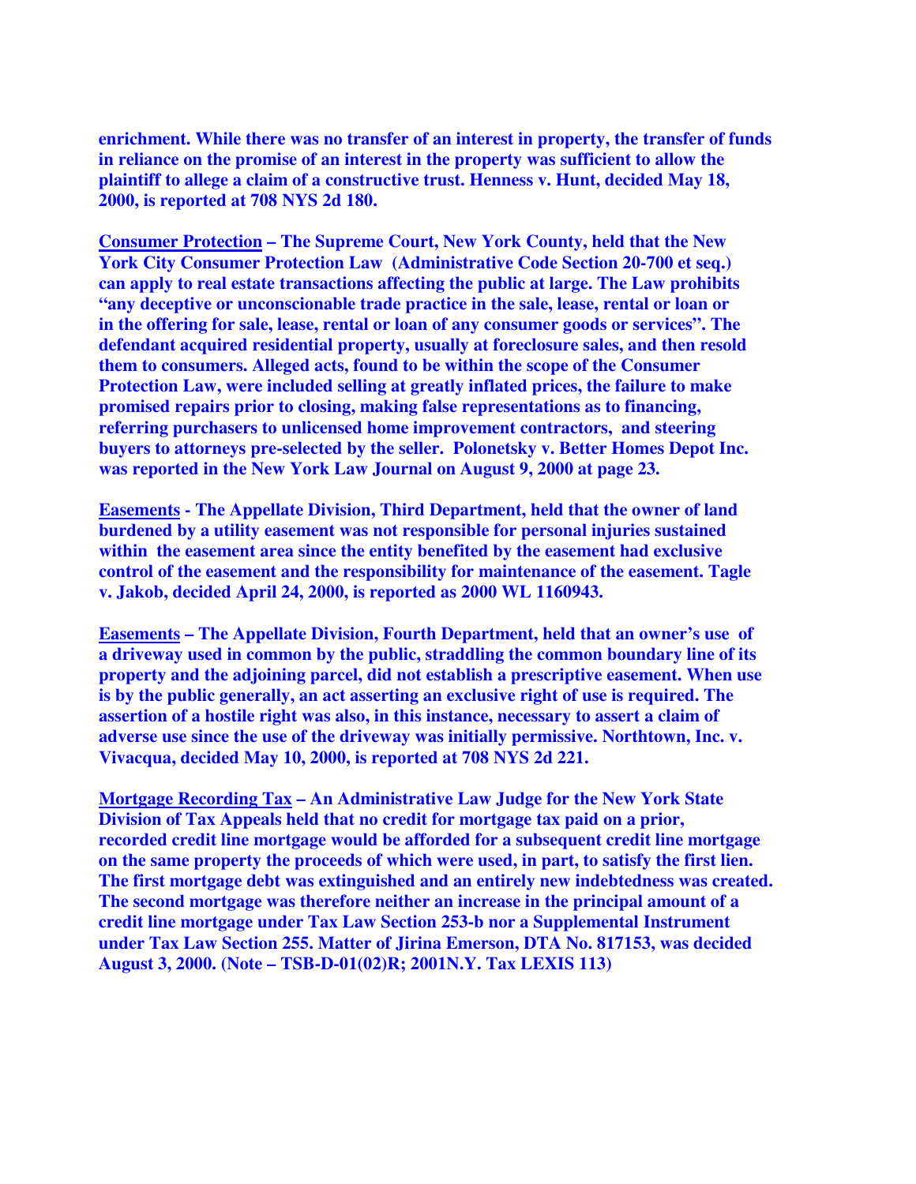**enrichment. While there was no transfer of an interest in property, the transfer of funds in reliance on the promise of an interest in the property was sufficient to allow the plaintiff to allege a claim of a constructive trust. Henness v. Hunt, decided May 18, 2000, is reported at 708 NYS 2d 180.**

**<u>Consumer Protection</u> – The Supreme Court, New York County, held that the New York City Consumer Protection Law (Administrative Code Section 20-700 et seq.) can apply to real estate transactions affecting the public at large. The Law prohibits "any deceptive or unconscionable trade practice in the sale, lease, rental or loan or in the offering for sale, lease, rental or loan of any consumer goods or services". The defendant acquired residential property, usually at foreclosure sales, and then resold them to consumers. Alleged acts, found to be within the scope of the Consumer Protection Law, were included selling at greatly inflated prices, the failure to make promised repairs prior to closing, making false representations as to financing, referring purchasers to unlicensed home improvement contractors, and steering buyers to attorneys pre-selected by the seller. Polonetsky v. Better Homes Depot Inc. was reported in the New York Law Journal on August 9, 2000 at page 23.**

**<u>Easements</u> - The Appellate Division, Third Department, held that the owner of land burdened by a utility easement was not responsible for personal injuries sustained within the easement area since the entity benefited by the easement had exclusive control of the easement and the responsibility for maintenance of the easement. Tagle v. Jakob, decided April 24, 2000, is reported as 2000 WL 1160943.**

**<u>Easements</u> – The Appellate Division, Fourth Department, held that an owner's use of a driveway used in common by the public, straddling the common boundary line of its property and the adjoining parcel, did not establish a prescriptive easement. When use is by the public generally, an act asserting an exclusive right of use is required. The assertion of a hostile right was also, in this instance, necessary to assert a claim of adverse use since the use of the driveway was initially permissive. Northtown, Inc. v. Vivacqua, decided May 10, 2000, is reported at 708 NYS 2d 221.**

**<u>Mortgage Recording Tax</u> – An Administrative Law Judge for the New York State Division of Tax Appeals held that no credit for mortgage tax paid on a prior, recorded credit line mortgage would be afforded for a subsequent credit line mortgage on the same property the proceeds of which were used, in part, to satisfy the first lien. The first mortgage debt was extinguished and an entirely new indebtedness was created. The second mortgage was therefore neither an increase in the principal amount of a credit line mortgage under Tax Law Section 253-b nor a Supplemental Instrument under Tax Law Section 255. Matter of Jirina Emerson, DTA No. 817153, was decided August 3, 2000. (Note – TSB-D-01(02)R; 2001N.Y. Tax LEXIS 113)**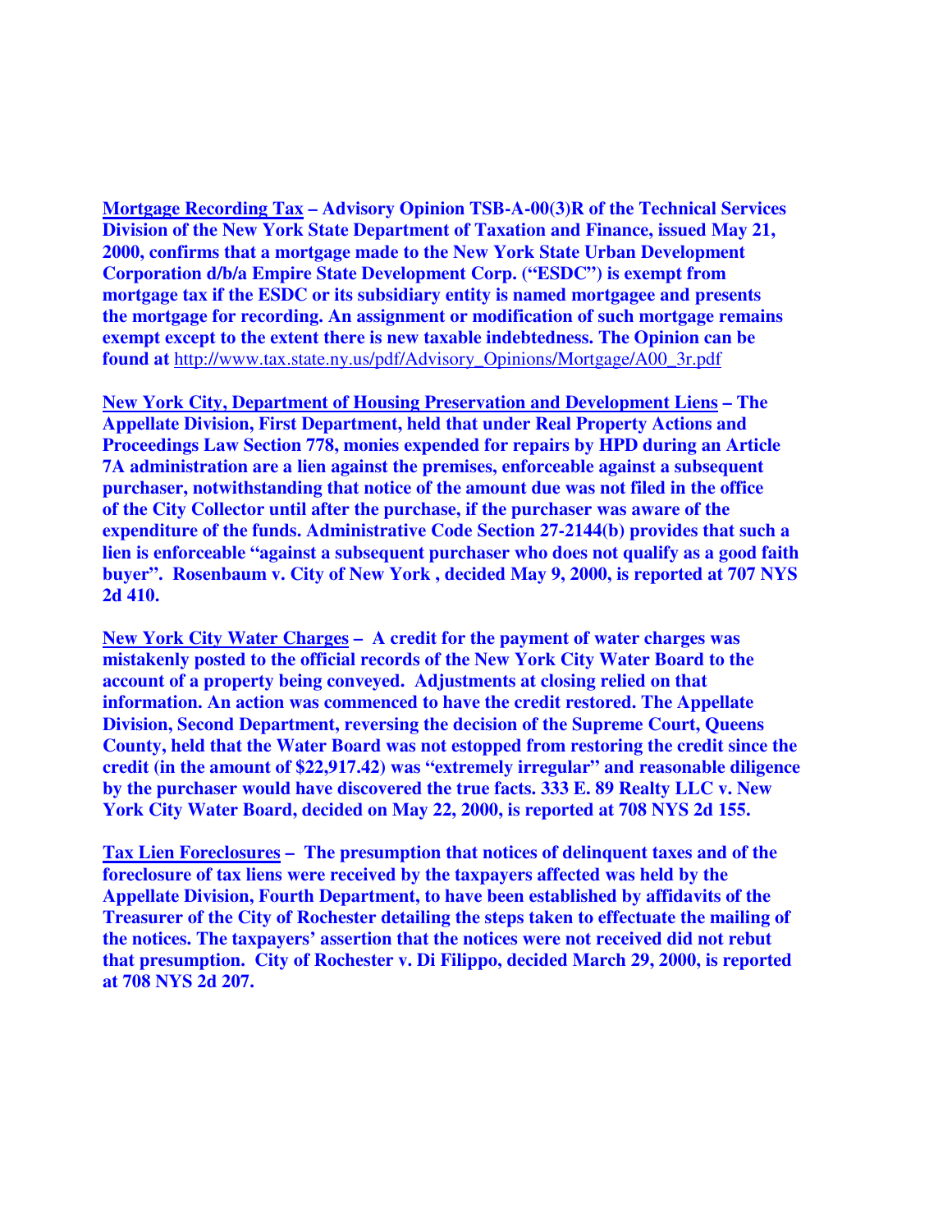**<u>Mortgage Recording Tax</u> – Advisory Opinion TSB-A-00(3)R of the Technical Services Division of the New York State Department of Taxation and Finance, issued May 21, 2000, confirms that a mortgage made to the New York State Urban Development Corporation d/b/a Empire State Development Corp. ("ESDC") is exempt from mortgage tax if the ESDC or its subsidiary entity is named mortgagee and presents the mortgage for recording. An assignment or modification of such mortgage remains exempt except to the extent there is new taxable indebtedness. The Opinion can be found at** http://www.tax.state.ny.us/pdf/Advisory_Opinions/Mortgage/A00_3r.pdf

**<u>New York City, Department of Housing Preservation and Development Liens</u> – The Appellate Division, First Department, held that under Real Property Actions and Proceedings Law Section 778, monies expended for repairs by HPD during an Article 7A administration are a lien against the premises, enforceable against a subsequent purchaser, notwithstanding that notice of the amount due was not filed in the office of the City Collector until after the purchase, if the purchaser was aware of the expenditure of the funds. Administrative Code Section 27-2144(b) provides that such a lien is enforceable "against a subsequent purchaser who does not qualify as a good faith buyer". Rosenbaum v. City of New York , decided May 9, 2000, is reported at 707 NYS 2d 410.**

**<u>New York City Water Charges</u> – A credit for the payment of water charges was mistakenly posted to the official records of the New York City Water Board to the account of a property being conveyed. Adjustments at closing relied on that information. An action was commenced to have the credit restored. The Appellate Division, Second Department, reversing the decision of the Supreme Court, Queens County, held that the Water Board was not estopped from restoring the credit since the credit (in the amount of $22,917.42) was "extremely irregular" and reasonable diligence by the purchaser would have discovered the true facts. 333 E. 89 Realty LLC v. New York City Water Board, decided on May 22, 2000, is reported at 708 NYS 2d 155.**

**<u>Tax Lien Foreclosures</u> – The presumption that notices of delinquent taxes and of the foreclosure of tax liens were received by the taxpayers affected was held by the Appellate Division, Fourth Department, to have been established by affidavits of the Treasurer of the City of Rochester detailing the steps taken to effectuate the mailing of the notices. The taxpayers' assertion that the notices were not received did not rebut that presumption. City of Rochester v. Di Filippo, decided March 29, 2000, is reported at 708 NYS 2d 207.**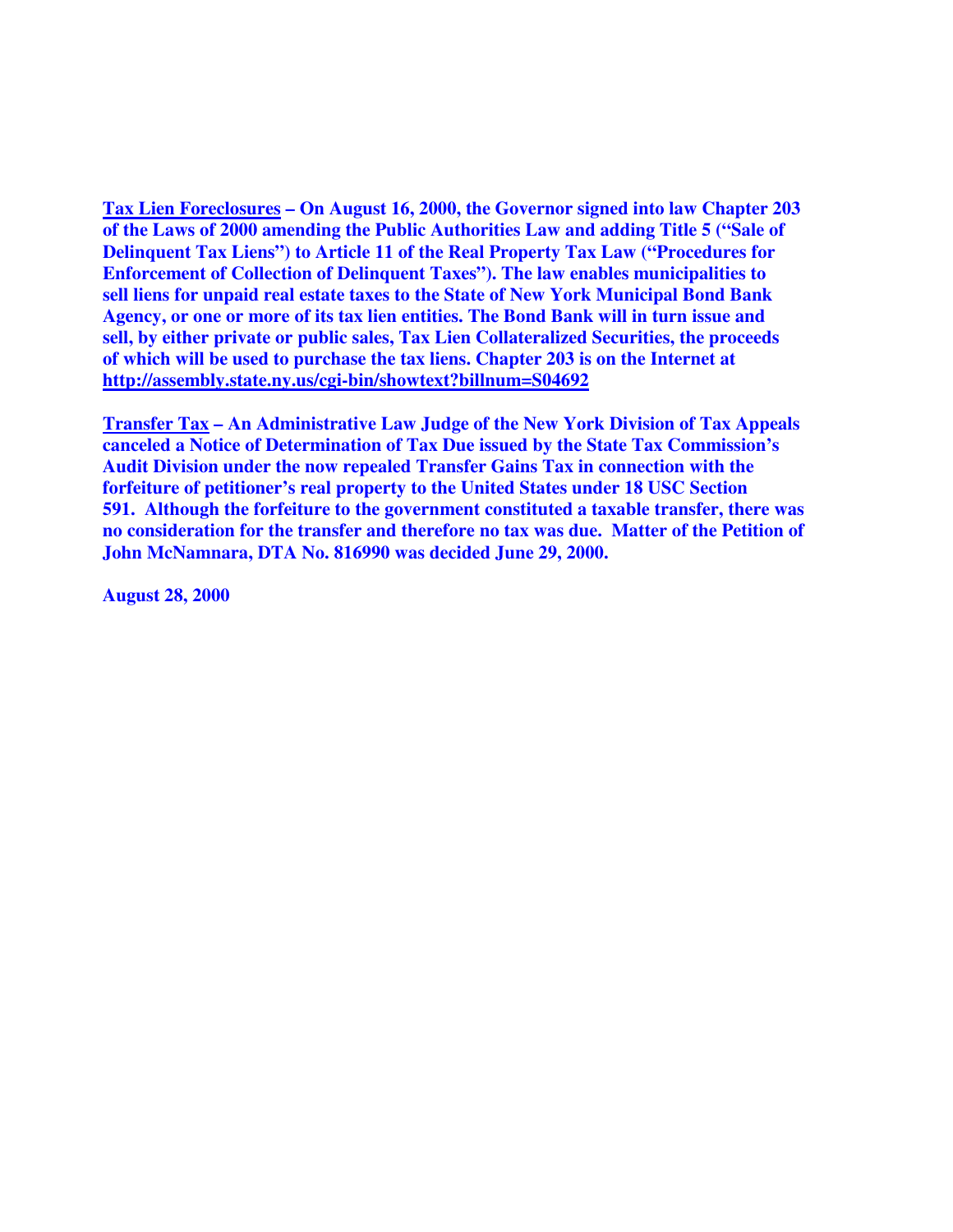**Tax Lien Foreclosures – On August 16, 2000, the Governor signed into law Chapter 203 of the Laws of 2000 amending the Public Authorities Law and adding Title 5 ("Sale of Delinquent Tax Liens") to Article 11 of the Real Property Tax Law ("Procedures for Enforcement of Collection of Delinquent Taxes"). The law enables municipalities to sell liens for unpaid real estate taxes to the State of New York Municipal Bond Bank Agency, or one or more of its tax lien entities. The Bond Bank will in turn issue and sell, by either private or public sales, Tax Lien Collateralized Securities, the proceeds of which will be used to purchase the tax liens. Chapter 203 is on the Internet at http://assembly.state.ny.us/cgi-bin/showtext?billnum=S04692**

**Transfer Tax – An Administrative Law Judge of the New York Division of Tax Appeals canceled a Notice of Determination of Tax Due issued by the State Tax Commission's Audit Division under the now repealed Transfer Gains Tax in connection with the forfeiture of petitioner's real property to the United States under 18 USC Section 591. Although the forfeiture to the government constituted a taxable transfer, there was no consideration for the transfer and therefore no tax was due. Matter of the Petition of John McNamnara, DTA No. 816990 was decided June 29, 2000.**

**August 28, 2000**